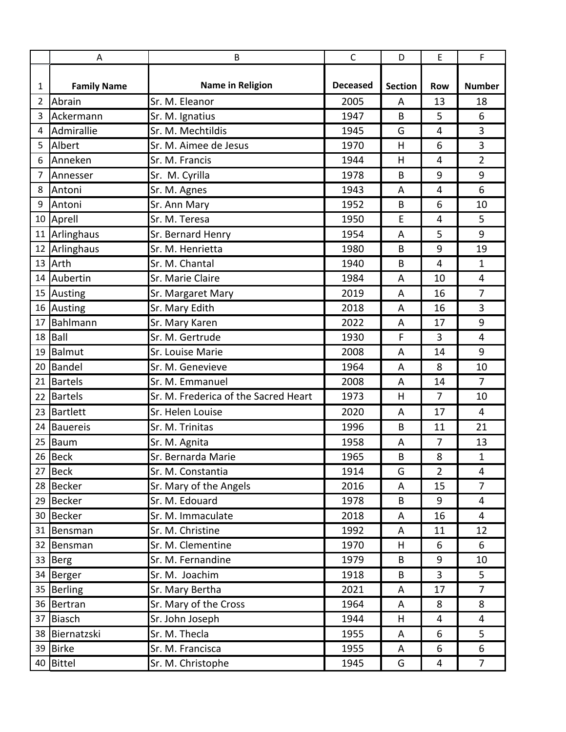| | A | B | C | D | E | F |
|---|---|---|---|---|---|---|
| 1 | **Family Name** | **Name in Religion** | **Deceased** | **Section** | **Row** | **Number** |
| 2 | Abrain | Sr. M. Eleanor | 2005 | A | 13 | 18 |
| 3 | Ackermann | Sr. M. Ignatius | 1947 | B | 5 | 6 |
| 4 | Admirallie | Sr. M. Mechtildis | 1945 | G | 4 | 3 |
| 5 | Albert | Sr. M. Aimee de Jesus | 1970 | H | 6 | 3 |
| 6 | Anneken | Sr. M. Francis | 1944 | H | 4 | 2 |
| 7 | Annesser | Sr. M. Cyrilla | 1978 | B | 9 | 9 |
| 8 | Antoni | Sr. M. Agnes | 1943 | A | 4 | 6 |
| 9 | Antoni | Sr. Ann Mary | 1952 | B | 6 | 10 |
| 10 | Aprell | Sr. M. Teresa | 1950 | E | 4 | 5 |
| 11 | Arlinghaus | Sr. Bernard Henry | 1954 | A | 5 | 9 |
| 12 | Arlinghaus | Sr. M. Henrietta | 1980 | B | 9 | 19 |
| 13 | Arth | Sr. M. Chantal | 1940 | B | 4 | 1 |
| 14 | Aubertin | Sr. Marie Claire | 1984 | A | 10 | 4 |
| 15 | Austing | Sr. Margaret Mary | 2019 | A | 16 | 7 |
| 16 | Austing | Sr. Mary Edith | 2018 | A | 16 | 3 |
| 17 | Bahlmann | Sr. Mary Karen | 2022 | A | 17 | 9 |
| 18 | Ball | Sr. M. Gertrude | 1930 | F | 3 | 4 |
| 19 | Balmut | Sr. Louise Marie | 2008 | A | 14 | 9 |
| 20 | Bandel | Sr. M. Genevieve | 1964 | A | 8 | 10 |
| 21 | Bartels | Sr. M. Emmanuel | 2008 | A | 14 | 7 |
| 22 | Bartels | Sr. M. Frederica of the Sacred Heart | 1973 | H | 7 | 10 |
| 23 | Bartlett | Sr. Helen Louise | 2020 | A | 17 | 4 |
| 24 | Bauereis | Sr. M. Trinitas | 1996 | B | 11 | 21 |
| 25 | Baum | Sr. M. Agnita | 1958 | A | 7 | 13 |
| 26 | Beck | Sr. Bernarda Marie | 1965 | B | 8 | 1 |
| 27 | Beck | Sr. M. Constantia | 1914 | G | 2 | 4 |
| 28 | Becker | Sr. Mary of the Angels | 2016 | A | 15 | 7 |
| 29 | Becker | Sr. M. Edouard | 1978 | B | 9 | 4 |
| 30 | Becker | Sr. M. Immaculate | 2018 | A | 16 | 4 |
| 31 | Bensman | Sr. M. Christine | 1992 | A | 11 | 12 |
| 32 | Bensman | Sr. M. Clementine | 1970 | H | 6 | 6 |
| 33 | Berg | Sr. M. Fernandine | 1979 | B | 9 | 10 |
| 34 | Berger | Sr. M. Joachim | 1918 | B | 3 | 5 |
| 35 | Berling | Sr. Mary Bertha | 2021 | A | 17 | 7 |
| 36 | Bertran | Sr. Mary of the Cross | 1964 | A | 8 | 8 |
| 37 | Biasch | Sr. John Joseph | 1944 | H | 4 | 4 |
| 38 | Biernatzski | Sr. M. Thecla | 1955 | A | 6 | 5 |
| 39 | Birke | Sr. M. Francisca | 1955 | A | 6 | 6 |
| 40 | Bittel | Sr. M. Christophe | 1945 | G | 4 | 7 |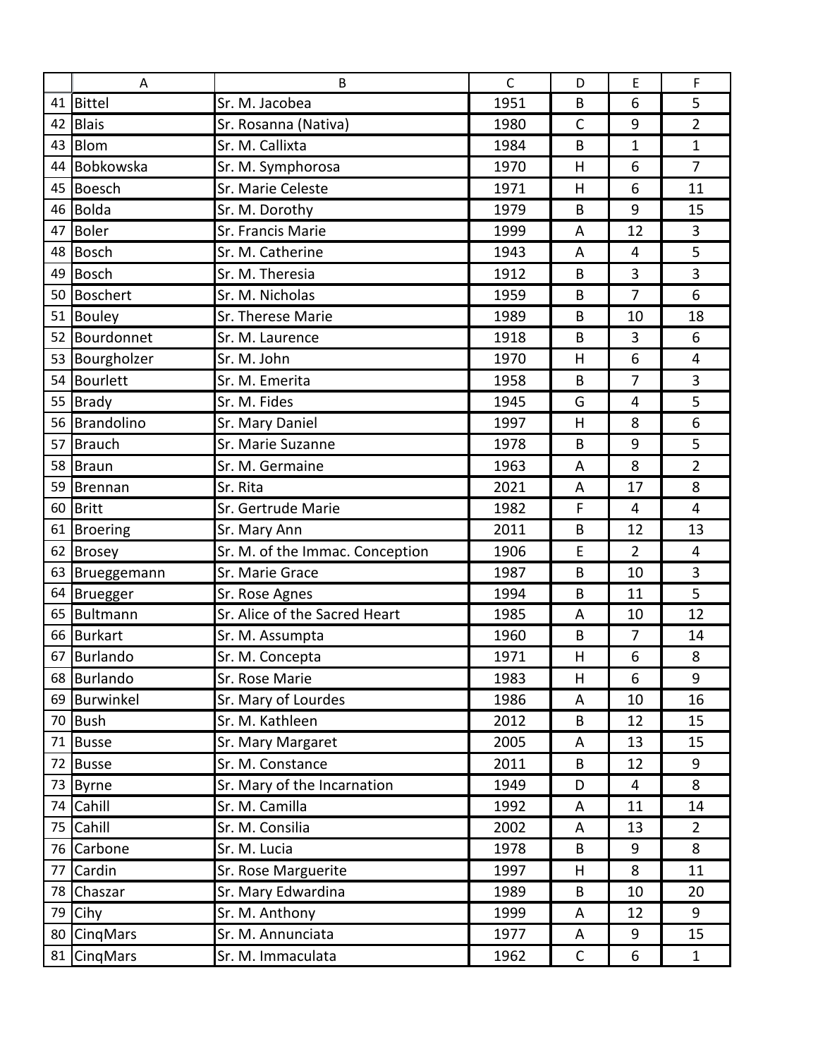| | A | B | C | D | E | F |
|---|---|---|---|---|---|---|
| 41 | Bittel | Sr. M. Jacobea | 1951 | B | 6 | 5 |
| 42 | Blais | Sr. Rosanna (Nativa) | 1980 | C | 9 | 2 |
| 43 | Blom | Sr. M. Callixta | 1984 | B | 1 | 1 |
| 44 | Bobkowska | Sr. M. Symphorosa | 1970 | H | 6 | 7 |
| 45 | Boesch | Sr. Marie Celeste | 1971 | H | 6 | 11 |
| 46 | Bolda | Sr. M. Dorothy | 1979 | B | 9 | 15 |
| 47 | Boler | Sr. Francis Marie | 1999 | A | 12 | 3 |
| 48 | Bosch | Sr. M. Catherine | 1943 | A | 4 | 5 |
| 49 | Bosch | Sr. M. Theresia | 1912 | B | 3 | 3 |
| 50 | Boschert | Sr. M. Nicholas | 1959 | B | 7 | 6 |
| 51 | Bouley | Sr. Therese Marie | 1989 | B | 10 | 18 |
| 52 | Bourdonnet | Sr. M. Laurence | 1918 | B | 3 | 6 |
| 53 | Bourgholzer | Sr. M. John | 1970 | H | 6 | 4 |
| 54 | Bourlett | Sr. M. Emerita | 1958 | B | 7 | 3 |
| 55 | Brady | Sr. M. Fides | 1945 | G | 4 | 5 |
| 56 | Brandolino | Sr. Mary Daniel | 1997 | H | 8 | 6 |
| 57 | Brauch | Sr. Marie Suzanne | 1978 | B | 9 | 5 |
| 58 | Braun | Sr. M. Germaine | 1963 | A | 8 | 2 |
| 59 | Brennan | Sr. Rita | 2021 | A | 17 | 8 |
| 60 | Britt | Sr. Gertrude Marie | 1982 | F | 4 | 4 |
| 61 | Broering | Sr. Mary Ann | 2011 | B | 12 | 13 |
| 62 | Brosey | Sr. M. of the Immac. Conception | 1906 | E | 2 | 4 |
| 63 | Brueggemann | Sr. Marie Grace | 1987 | B | 10 | 3 |
| 64 | Bruegger | Sr. Rose Agnes | 1994 | B | 11 | 5 |
| 65 | Bultmann | Sr. Alice of the Sacred Heart | 1985 | A | 10 | 12 |
| 66 | Burkart | Sr. M. Assumpta | 1960 | B | 7 | 14 |
| 67 | Burlando | Sr. M. Concepta | 1971 | H | 6 | 8 |
| 68 | Burlando | Sr. Rose Marie | 1983 | H | 6 | 9 |
| 69 | Burwinkel | Sr. Mary of Lourdes | 1986 | A | 10 | 16 |
| 70 | Bush | Sr. M. Kathleen | 2012 | B | 12 | 15 |
| 71 | Busse | Sr. Mary Margaret | 2005 | A | 13 | 15 |
| 72 | Busse | Sr. M. Constance | 2011 | B | 12 | 9 |
| 73 | Byrne | Sr. Mary of the Incarnation | 1949 | D | 4 | 8 |
| 74 | Cahill | Sr. M. Camilla | 1992 | A | 11 | 14 |
| 75 | Cahill | Sr. M. Consilia | 2002 | A | 13 | 2 |
| 76 | Carbone | Sr. M. Lucia | 1978 | B | 9 | 8 |
| 77 | Cardin | Sr. Rose Marguerite | 1997 | H | 8 | 11 |
| 78 | Chaszar | Sr. Mary Edwardina | 1989 | B | 10 | 20 |
| 79 | Cihy | Sr. M. Anthony | 1999 | A | 12 | 9 |
| 80 | CinqMars | Sr. M. Annunciata | 1977 | A | 9 | 15 |
| 81 | CinqMars | Sr. M. Immaculata | 1962 | C | 6 | 1 |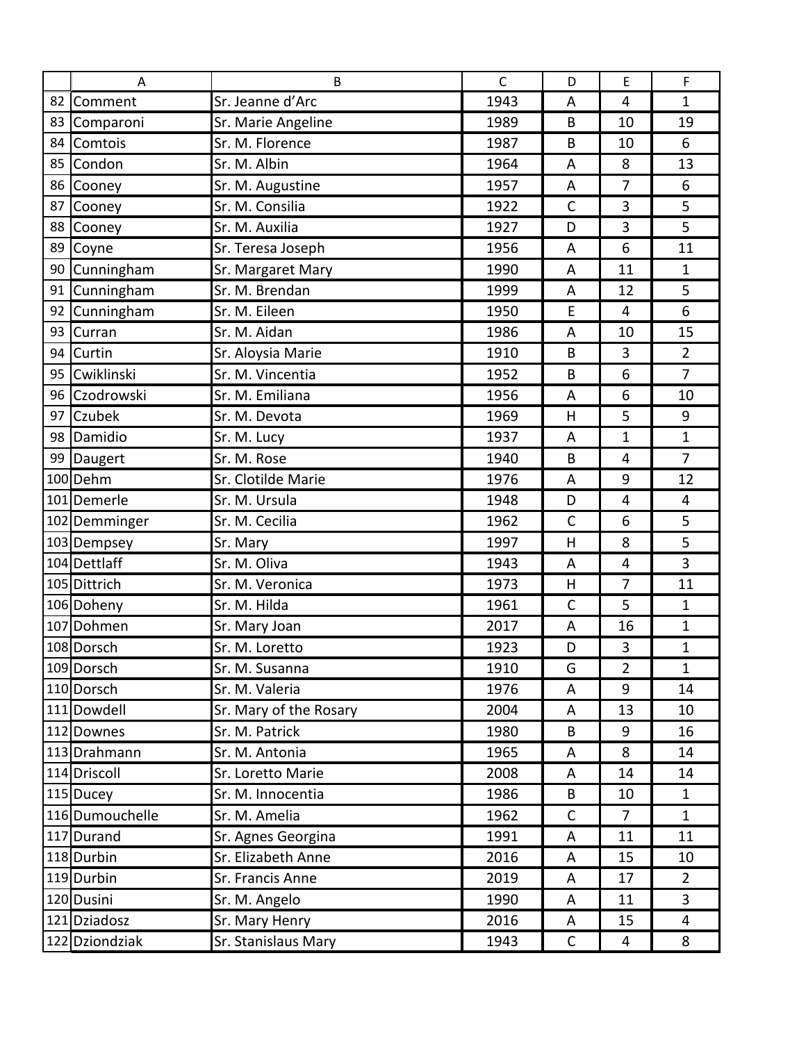|  | A | B | C | D | E | F |
|---|---|---|---|---|---|---|
| 82 | Comment | Sr. Jeanne d'Arc | 1943 | A | 4 | 1 |
| 83 | Comparoni | Sr. Marie Angeline | 1989 | B | 10 | 19 |
| 84 | Comtois | Sr. M. Florence | 1987 | B | 10 | 6 |
| 85 | Condon | Sr. M. Albin | 1964 | A | 8 | 13 |
| 86 | Cooney | Sr. M. Augustine | 1957 | A | 7 | 6 |
| 87 | Cooney | Sr. M. Consilia | 1922 | C | 3 | 5 |
| 88 | Cooney | Sr. M. Auxilia | 1927 | D | 3 | 5 |
| 89 | Coyne | Sr. Teresa Joseph | 1956 | A | 6 | 11 |
| 90 | Cunningham | Sr. Margaret Mary | 1990 | A | 11 | 1 |
| 91 | Cunningham | Sr. M. Brendan | 1999 | A | 12 | 5 |
| 92 | Cunningham | Sr. M. Eileen | 1950 | E | 4 | 6 |
| 93 | Curran | Sr. M. Aidan | 1986 | A | 10 | 15 |
| 94 | Curtin | Sr. Aloysia Marie | 1910 | B | 3 | 2 |
| 95 | Cwiklinski | Sr. M. Vincentia | 1952 | B | 6 | 7 |
| 96 | Czodrowski | Sr. M. Emiliana | 1956 | A | 6 | 10 |
| 97 | Czubek | Sr. M. Devota | 1969 | H | 5 | 9 |
| 98 | Damidio | Sr. M. Lucy | 1937 | A | 1 | 1 |
| 99 | Daugert | Sr. M. Rose | 1940 | B | 4 | 7 |
| 100 | Dehm | Sr. Clotilde Marie | 1976 | A | 9 | 12 |
| 101 | Demerle | Sr. M. Ursula | 1948 | D | 4 | 4 |
| 102 | Demminger | Sr. M. Cecilia | 1962 | C | 6 | 5 |
| 103 | Dempsey | Sr. Mary | 1997 | H | 8 | 5 |
| 104 | Dettlaff | Sr. M. Oliva | 1943 | A | 4 | 3 |
| 105 | Dittrich | Sr. M. Veronica | 1973 | H | 7 | 11 |
| 106 | Doheny | Sr. M. Hilda | 1961 | C | 5 | 1 |
| 107 | Dohmen | Sr. Mary Joan | 2017 | A | 16 | 1 |
| 108 | Dorsch | Sr. M. Loretto | 1923 | D | 3 | 1 |
| 109 | Dorsch | Sr. M. Susanna | 1910 | G | 2 | 1 |
| 110 | Dorsch | Sr. M. Valeria | 1976 | A | 9 | 14 |
| 111 | Dowdell | Sr. Mary of the Rosary | 2004 | A | 13 | 10 |
| 112 | Downes | Sr. M. Patrick | 1980 | B | 9 | 16 |
| 113 | Drahmann | Sr. M. Antonia | 1965 | A | 8 | 14 |
| 114 | Driscoll | Sr. Loretto Marie | 2008 | A | 14 | 14 |
| 115 | Ducey | Sr. M. Innocentia | 1986 | B | 10 | 1 |
| 116 | Dumouchelle | Sr. M. Amelia | 1962 | C | 7 | 1 |
| 117 | Durand | Sr. Agnes Georgina | 1991 | A | 11 | 11 |
| 118 | Durbin | Sr. Elizabeth Anne | 2016 | A | 15 | 10 |
| 119 | Durbin | Sr. Francis Anne | 2019 | A | 17 | 2 |
| 120 | Dusini | Sr. M. Angelo | 1990 | A | 11 | 3 |
| 121 | Dziadosz | Sr. Mary Henry | 2016 | A | 15 | 4 |
| 122 | Dziondziak | Sr. Stanislaus Mary | 1943 | C | 4 | 8 |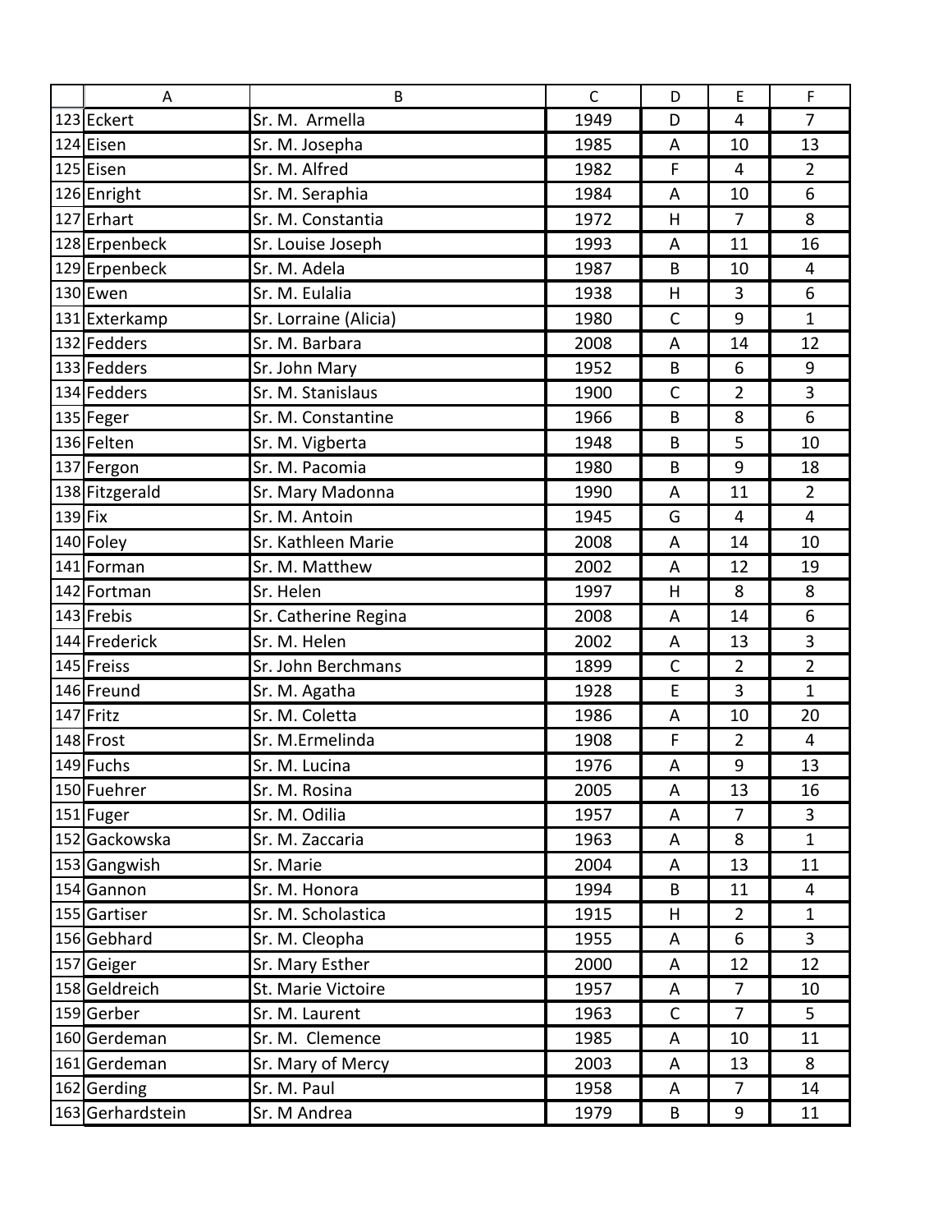|  | A | B | C | D | E | F |
|---|---|---|---|---|---|---|
| 123 | Eckert | Sr. M.  Armella | 1949 | D | 4 | 7 |
| 124 | Eisen | Sr. M. Josepha | 1985 | A | 10 | 13 |
| 125 | Eisen | Sr. M. Alfred | 1982 | F | 4 | 2 |
| 126 | Enright | Sr. M. Seraphia | 1984 | A | 10 | 6 |
| 127 | Erhart | Sr. M. Constantia | 1972 | H | 7 | 8 |
| 128 | Erpenbeck | Sr. Louise Joseph | 1993 | A | 11 | 16 |
| 129 | Erpenbeck | Sr. M. Adela | 1987 | B | 10 | 4 |
| 130 | Ewen | Sr. M. Eulalia | 1938 | H | 3 | 6 |
| 131 | Exterkamp | Sr. Lorraine (Alicia) | 1980 | C | 9 | 1 |
| 132 | Fedders | Sr. M. Barbara | 2008 | A | 14 | 12 |
| 133 | Fedders | Sr. John Mary | 1952 | B | 6 | 9 |
| 134 | Fedders | Sr. M. Stanislaus | 1900 | C | 2 | 3 |
| 135 | Feger | Sr. M. Constantine | 1966 | B | 8 | 6 |
| 136 | Felten | Sr. M. Vigberta | 1948 | B | 5 | 10 |
| 137 | Fergon | Sr. M. Pacomia | 1980 | B | 9 | 18 |
| 138 | Fitzgerald | Sr. Mary Madonna | 1990 | A | 11 | 2 |
| 139 | Fix | Sr. M. Antoin | 1945 | G | 4 | 4 |
| 140 | Foley | Sr. Kathleen Marie | 2008 | A | 14 | 10 |
| 141 | Forman | Sr. M. Matthew | 2002 | A | 12 | 19 |
| 142 | Fortman | Sr. Helen | 1997 | H | 8 | 8 |
| 143 | Frebis | Sr. Catherine Regina | 2008 | A | 14 | 6 |
| 144 | Frederick | Sr. M. Helen | 2002 | A | 13 | 3 |
| 145 | Freiss | Sr. John Berchmans | 1899 | C | 2 | 2 |
| 146 | Freund | Sr. M. Agatha | 1928 | E | 3 | 1 |
| 147 | Fritz | Sr. M. Coletta | 1986 | A | 10 | 20 |
| 148 | Frost | Sr. M.Ermelinda | 1908 | F | 2 | 4 |
| 149 | Fuchs | Sr. M. Lucina | 1976 | A | 9 | 13 |
| 150 | Fuehrer | Sr. M. Rosina | 2005 | A | 13 | 16 |
| 151 | Fuger | Sr. M. Odilia | 1957 | A | 7 | 3 |
| 152 | Gackowska | Sr. M. Zaccaria | 1963 | A | 8 | 1 |
| 153 | Gangwish | Sr. Marie | 2004 | A | 13 | 11 |
| 154 | Gannon | Sr. M. Honora | 1994 | B | 11 | 4 |
| 155 | Gartiser | Sr. M. Scholastica | 1915 | H | 2 | 1 |
| 156 | Gebhard | Sr. M. Cleopha | 1955 | A | 6 | 3 |
| 157 | Geiger | Sr. Mary Esther | 2000 | A | 12 | 12 |
| 158 | Geldreich | St. Marie Victoire | 1957 | A | 7 | 10 |
| 159 | Gerber | Sr. M. Laurent | 1963 | C | 7 | 5 |
| 160 | Gerdeman | Sr. M.  Clemence | 1985 | A | 10 | 11 |
| 161 | Gerdeman | Sr. Mary of Mercy | 2003 | A | 13 | 8 |
| 162 | Gerding | Sr. M. Paul | 1958 | A | 7 | 14 |
| 163 | Gerhardstein | Sr. M Andrea | 1979 | B | 9 | 11 |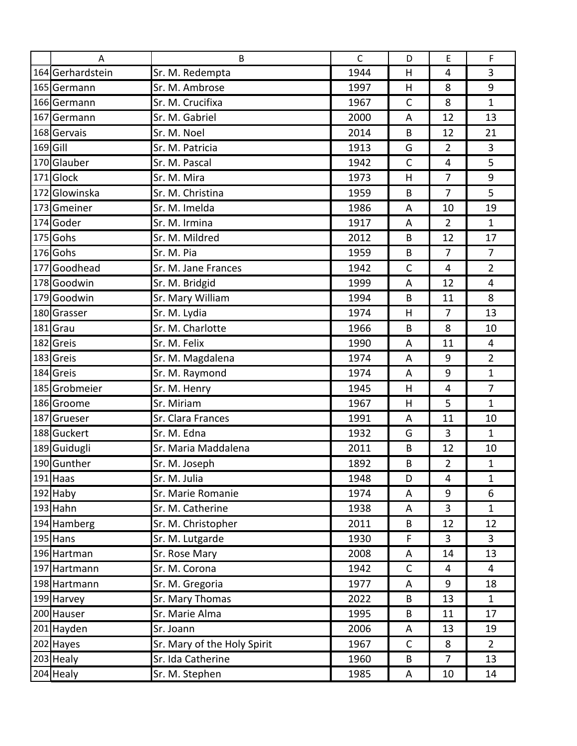| | A | B | C | D | E | F |
|---|---|---|---|---|---|---|
| 164 | Gerhardstein | Sr. M. Redempta | 1944 | H | 4 | 3 |
| 165 | Germann | Sr. M. Ambrose | 1997 | H | 8 | 9 |
| 166 | Germann | Sr. M. Crucifixa | 1967 | C | 8 | 1 |
| 167 | Germann | Sr. M. Gabriel | 2000 | A | 12 | 13 |
| 168 | Gervais | Sr. M. Noel | 2014 | B | 12 | 21 |
| 169 | Gill | Sr. M. Patricia | 1913 | G | 2 | 3 |
| 170 | Glauber | Sr. M. Pascal | 1942 | C | 4 | 5 |
| 171 | Glock | Sr. M. Mira | 1973 | H | 7 | 9 |
| 172 | Glowinska | Sr. M. Christina | 1959 | B | 7 | 5 |
| 173 | Gmeiner | Sr. M. Imelda | 1986 | A | 10 | 19 |
| 174 | Goder | Sr. M. Irmina | 1917 | A | 2 | 1 |
| 175 | Gohs | Sr. M. Mildred | 2012 | B | 12 | 17 |
| 176 | Gohs | Sr. M. Pia | 1959 | B | 7 | 7 |
| 177 | Goodhead | Sr. M. Jane Frances | 1942 | C | 4 | 2 |
| 178 | Goodwin | Sr. M. Bridgid | 1999 | A | 12 | 4 |
| 179 | Goodwin | Sr. Mary William | 1994 | B | 11 | 8 |
| 180 | Grasser | Sr. M. Lydia | 1974 | H | 7 | 13 |
| 181 | Grau | Sr. M. Charlotte | 1966 | B | 8 | 10 |
| 182 | Greis | Sr. M. Felix | 1990 | A | 11 | 4 |
| 183 | Greis | Sr. M. Magdalena | 1974 | A | 9 | 2 |
| 184 | Greis | Sr. M. Raymond | 1974 | A | 9 | 1 |
| 185 | Grobmeier | Sr. M. Henry | 1945 | H | 4 | 7 |
| 186 | Groome | Sr. Miriam | 1967 | H | 5 | 1 |
| 187 | Grueser | Sr. Clara Frances | 1991 | A | 11 | 10 |
| 188 | Guckert | Sr. M. Edna | 1932 | G | 3 | 1 |
| 189 | Guidugli | Sr. Maria Maddalena | 2011 | B | 12 | 10 |
| 190 | Gunther | Sr. M. Joseph | 1892 | B | 2 | 1 |
| 191 | Haas | Sr. M. Julia | 1948 | D | 4 | 1 |
| 192 | Haby | Sr. Marie Romanie | 1974 | A | 9 | 6 |
| 193 | Hahn | Sr. M. Catherine | 1938 | A | 3 | 1 |
| 194 | Hamberg | Sr. M. Christopher | 2011 | B | 12 | 12 |
| 195 | Hans | Sr. M. Lutgarde | 1930 | F | 3 | 3 |
| 196 | Hartman | Sr. Rose Mary | 2008 | A | 14 | 13 |
| 197 | Hartmann | Sr. M. Corona | 1942 | C | 4 | 4 |
| 198 | Hartmann | Sr. M. Gregoria | 1977 | A | 9 | 18 |
| 199 | Harvey | Sr. Mary Thomas | 2022 | B | 13 | 1 |
| 200 | Hauser | Sr. Marie Alma | 1995 | B | 11 | 17 |
| 201 | Hayden | Sr. Joann | 2006 | A | 13 | 19 |
| 202 | Hayes | Sr. Mary of the Holy Spirit | 1967 | C | 8 | 2 |
| 203 | Healy | Sr. Ida Catherine | 1960 | B | 7 | 13 |
| 204 | Healy | Sr. M. Stephen | 1985 | A | 10 | 14 |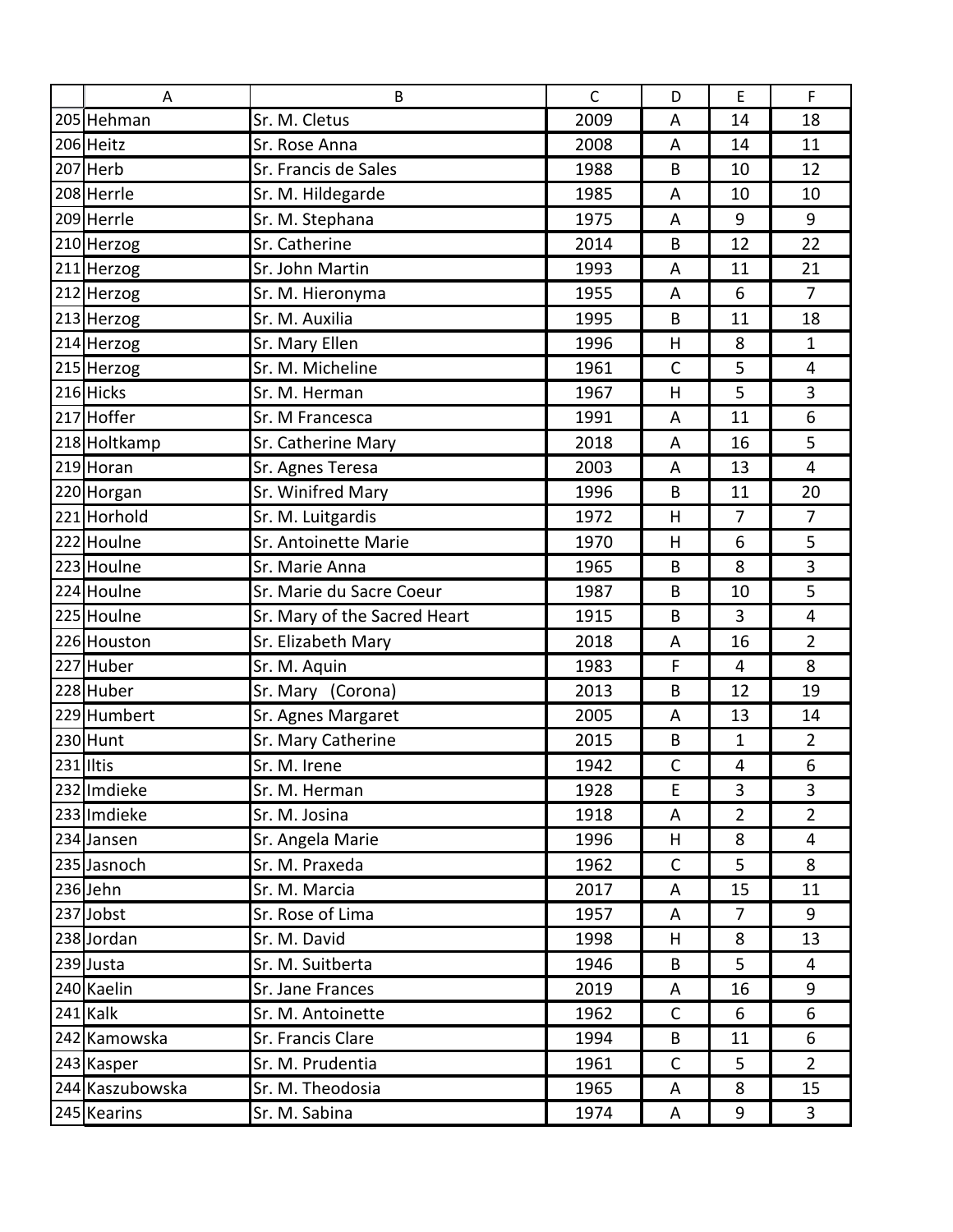| | A | B | C | D | E | F |
|---|---|---|---|---|---|---|
| 205 | Hehman | Sr. M. Cletus | 2009 | A | 14 | 18 |
| 206 | Heitz | Sr. Rose Anna | 2008 | A | 14 | 11 |
| 207 | Herb | Sr. Francis de Sales | 1988 | B | 10 | 12 |
| 208 | Herrle | Sr. M. Hildegarde | 1985 | A | 10 | 10 |
| 209 | Herrle | Sr. M. Stephana | 1975 | A | 9 | 9 |
| 210 | Herzog | Sr. Catherine | 2014 | B | 12 | 22 |
| 211 | Herzog | Sr. John Martin | 1993 | A | 11 | 21 |
| 212 | Herzog | Sr. M. Hieronyma | 1955 | A | 6 | 7 |
| 213 | Herzog | Sr. M. Auxilia | 1995 | B | 11 | 18 |
| 214 | Herzog | Sr. Mary Ellen | 1996 | H | 8 | 1 |
| 215 | Herzog | Sr. M. Micheline | 1961 | C | 5 | 4 |
| 216 | Hicks | Sr. M. Herman | 1967 | H | 5 | 3 |
| 217 | Hoffer | Sr M Francesca | 1991 | A | 11 | 6 |
| 218 | Holtkamp | Sr. Catherine Mary | 2018 | A | 16 | 5 |
| 219 | Horan | Sr. Agnes Teresa | 2003 | A | 13 | 4 |
| 220 | Horgan | Sr. Winifred Mary | 1996 | B | 11 | 20 |
| 221 | Horhold | Sr. M. Luitgardis | 1972 | H | 7 | 7 |
| 222 | Houlne | Sr. Antoinette Marie | 1970 | H | 6 | 5 |
| 223 | Houlne | Sr. Marie Anna | 1965 | B | 8 | 3 |
| 224 | Houlne | Sr. Marie du Sacre Coeur | 1987 | B | 10 | 5 |
| 225 | Houlne | Sr. Mary of the Sacred Heart | 1915 | B | 3 | 4 |
| 226 | Houston | Sr. Elizabeth Mary | 2018 | A | 16 | 2 |
| 227 | Huber | Sr. M. Aquin | 1983 | F | 4 | 8 |
| 228 | Huber | Sr. Mary (Corona) | 2013 | B | 12 | 19 |
| 229 | Humbert | Sr. Agnes Margaret | 2005 | A | 13 | 14 |
| 230 | Hunt | Sr. Mary Catherine | 2015 | B | 1 | 2 |
| 231 | Iltis | Sr. M. Irene | 1942 | C | 4 | 6 |
| 232 | Imdieke | Sr. M. Herman | 1928 | E | 3 | 3 |
| 233 | Imdieke | Sr. M. Josina | 1918 | A | 2 | 2 |
| 234 | Jansen | Sr. Angela Marie | 1996 | H | 8 | 4 |
| 235 | Jasnoch | Sr. M. Praxeda | 1962 | C | 5 | 8 |
| 236 | Jehn | Sr. M. Marcia | 2017 | A | 15 | 11 |
| 237 | Jobst | Sr. Rose of Lima | 1957 | A | 7 | 9 |
| 238 | Jordan | Sr. M. David | 1998 | H | 8 | 13 |
| 239 | Justa | Sr. M. Suitberta | 1946 | B | 5 | 4 |
| 240 | Kaelin | Sr. Jane Frances | 2019 | A | 16 | 9 |
| 241 | Kalk | Sr. M. Antoinette | 1962 | C | 6 | 6 |
| 242 | Kamowska | Sr. Francis Clare | 1994 | B | 11 | 6 |
| 243 | Kasper | Sr. M. Prudentia | 1961 | C | 5 | 2 |
| 244 | Kaszubowska | Sr. M. Theodosia | 1965 | A | 8 | 15 |
| 245 | Kearins | Sr. M. Sabina | 1974 | A | 9 | 3 |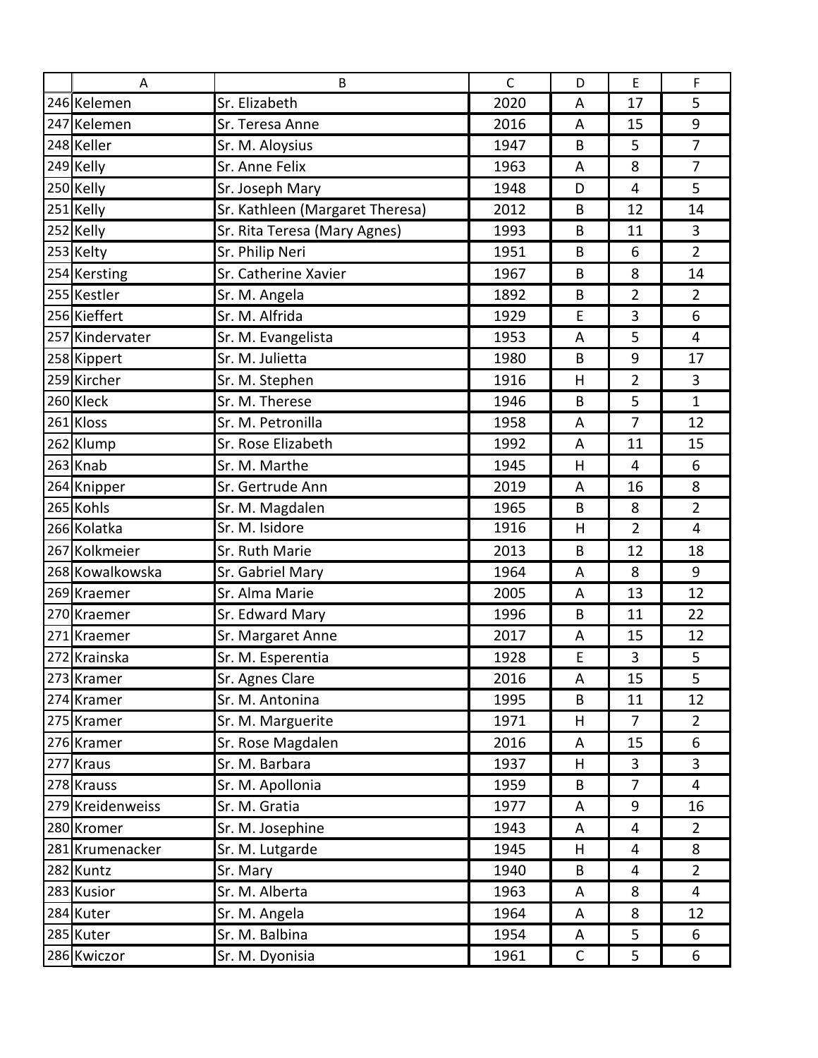| | A | B | C | D | E | F |
|---|---|---|---|---|---|---|
| 246 | Kelemen | Sr. Elizabeth | 2020 | A | 17 | 5 |
| 247 | Kelemen | Sr. Teresa Anne | 2016 | A | 15 | 9 |
| 248 | Keller | Sr. M. Aloysius | 1947 | B | 5 | 7 |
| 249 | Kelly | Sr. Anne Felix | 1963 | A | 8 | 7 |
| 250 | Kelly | Sr. Joseph Mary | 1948 | D | 4 | 5 |
| 251 | Kelly | Sr. Kathleen (Margaret Theresa) | 2012 | B | 12 | 14 |
| 252 | Kelly | Sr. Rita Teresa (Mary Agnes) | 1993 | B | 11 | 3 |
| 253 | Kelty | Sr. Philip Neri | 1951 | B | 6 | 2 |
| 254 | Kersting | Sr. Catherine Xavier | 1967 | B | 8 | 14 |
| 255 | Kestler | Sr. M. Angela | 1892 | B | 2 | 2 |
| 256 | Kieffert | Sr. M. Alfrida | 1929 | E | 3 | 6 |
| 257 | Kindervater | Sr. M. Evangelista | 1953 | A | 5 | 4 |
| 258 | Kippert | Sr. M. Julietta | 1980 | B | 9 | 17 |
| 259 | Kircher | Sr. M. Stephen | 1916 | H | 2 | 3 |
| 260 | Kleck | Sr. M. Therese | 1946 | B | 5 | 1 |
| 261 | Kloss | Sr. M. Petronilla | 1958 | A | 7 | 12 |
| 262 | Klump | Sr. Rose Elizabeth | 1992 | A | 11 | 15 |
| 263 | Knab | Sr. M. Marthe | 1945 | H | 4 | 6 |
| 264 | Knipper | Sr. Gertrude Ann | 2019 | A | 16 | 8 |
| 265 | Kohls | Sr. M. Magdalen | 1965 | B | 8 | 2 |
| 266 | Kolatka | Sr. M. Isidore | 1916 | H | 2 | 4 |
| 267 | Kolkmeier | Sr. Ruth Marie | 2013 | B | 12 | 18 |
| 268 | Kowalkowska | Sr. Gabriel Mary | 1964 | A | 8 | 9 |
| 269 | Kraemer | Sr. Alma Marie | 2005 | A | 13 | 12 |
| 270 | Kraemer | Sr. Edward Mary | 1996 | B | 11 | 22 |
| 271 | Kraemer | Sr. Margaret Anne | 2017 | A | 15 | 12 |
| 272 | Krainska | Sr. M. Esperentia | 1928 | E | 3 | 5 |
| 273 | Kramer | Sr. Agnes Clare | 2016 | A | 15 | 5 |
| 274 | Kramer | Sr. M. Antonina | 1995 | B | 11 | 12 |
| 275 | Kramer | Sr. M. Marguerite | 1971 | H | 7 | 2 |
| 276 | Kramer | Sr. Rose Magdalen | 2016 | A | 15 | 6 |
| 277 | Kraus | Sr. M. Barbara | 1937 | H | 3 | 3 |
| 278 | Krauss | Sr. M. Apollonia | 1959 | B | 7 | 4 |
| 279 | Kreidenweiss | Sr. M. Gratia | 1977 | A | 9 | 16 |
| 280 | Kromer | Sr. M. Josephine | 1943 | A | 4 | 2 |
| 281 | Krumenacker | Sr. M. Lutgarde | 1945 | H | 4 | 8 |
| 282 | Kuntz | Sr. Mary | 1940 | B | 4 | 2 |
| 283 | Kusior | Sr. M. Alberta | 1963 | A | 8 | 4 |
| 284 | Kuter | Sr. M. Angela | 1964 | A | 8 | 12 |
| 285 | Kuter | Sr. M. Balbina | 1954 | A | 5 | 6 |
| 286 | Kwiczor | Sr. M. Dyonisia | 1961 | C | 5 | 6 |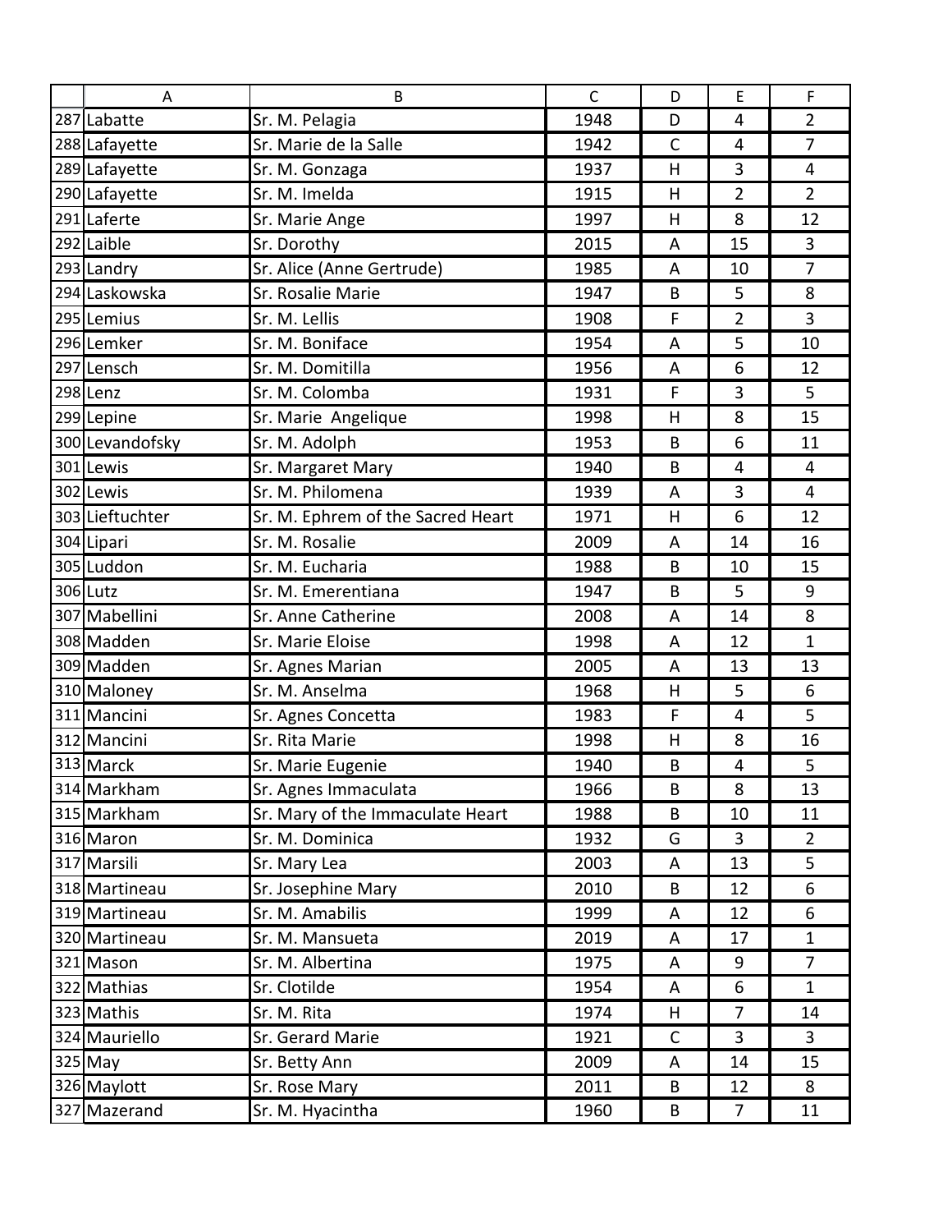|  | A | B | C | D | E | F |
|---|---|---|---|---|---|---|
| 287 | Labatte | Sr. M. Pelagia | 1948 | D | 4 | 2 |
| 288 | Lafayette | Sr. Marie de la Salle | 1942 | C | 4 | 7 |
| 289 | Lafayette | Sr. M. Gonzaga | 1937 | H | 3 | 4 |
| 290 | Lafayette | Sr. M. Imelda | 1915 | H | 2 | 2 |
| 291 | Laferte | Sr. Marie Ange | 1997 | H | 8 | 12 |
| 292 | Laible | Sr. Dorothy | 2015 | A | 15 | 3 |
| 293 | Landry | Sr. Alice (Anne Gertrude) | 1985 | A | 10 | 7 |
| 294 | Laskowska | Sr. Rosalie Marie | 1947 | B | 5 | 8 |
| 295 | Lemius | Sr. M. Lellis | 1908 | F | 2 | 3 |
| 296 | Lemker | Sr. M. Boniface | 1954 | A | 5 | 10 |
| 297 | Lensch | Sr. M. Domitilla | 1956 | A | 6 | 12 |
| 298 | Lenz | Sr. M. Colomba | 1931 | F | 3 | 5 |
| 299 | Lepine | Sr. Marie  Angelique | 1998 | H | 8 | 15 |
| 300 | Levandofsky | Sr. M. Adolph | 1953 | B | 6 | 11 |
| 301 | Lewis | Sr. Margaret Mary | 1940 | B | 4 | 4 |
| 302 | Lewis | Sr. M. Philomena | 1939 | A | 3 | 4 |
| 303 | Lieftuchter | Sr. M. Ephrem of the Sacred Heart | 1971 | H | 6 | 12 |
| 304 | Lipari | Sr. M. Rosalie | 2009 | A | 14 | 16 |
| 305 | Luddon | Sr. M. Eucharia | 1988 | B | 10 | 15 |
| 306 | Lutz | Sr. M. Emerentiana | 1947 | B | 5 | 9 |
| 307 | Mabellini | Sr. Anne Catherine | 2008 | A | 14 | 8 |
| 308 | Madden | Sr. Marie Eloise | 1998 | A | 12 | 1 |
| 309 | Madden | Sr. Agnes Marian | 2005 | A | 13 | 13 |
| 310 | Maloney | Sr. M. Anselma | 1968 | H | 5 | 6 |
| 311 | Mancini | Sr. Agnes Concetta | 1983 | F | 4 | 5 |
| 312 | Mancini | Sr. Rita Marie | 1998 | H | 8 | 16 |
| 313 | Marck | Sr. Marie Eugenie | 1940 | B | 4 | 5 |
| 314 | Markham | Sr. Agnes Immaculata | 1966 | B | 8 | 13 |
| 315 | Markham | Sr. Mary of the Immaculate Heart | 1988 | B | 10 | 11 |
| 316 | Maron | Sr. M. Dominica | 1932 | G | 3 | 2 |
| 317 | Marsili | Sr. Mary Lea | 2003 | A | 13 | 5 |
| 318 | Martineau | Sr. Josephine Mary | 2010 | B | 12 | 6 |
| 319 | Martineau | Sr. M. Amabilis | 1999 | A | 12 | 6 |
| 320 | Martineau | Sr. M. Mansueta | 2019 | A | 17 | 1 |
| 321 | Mason | Sr. M. Albertina | 1975 | A | 9 | 7 |
| 322 | Mathias | Sr. Clotilde | 1954 | A | 6 | 1 |
| 323 | Mathis | Sr. M. Rita | 1974 | H | 7 | 14 |
| 324 | Mauriello | Sr. Gerard Marie | 1921 | C | 3 | 3 |
| 325 | May | Sr. Betty Ann | 2009 | A | 14 | 15 |
| 326 | Maylott | Sr. Rose Mary | 2011 | B | 12 | 8 |
| 327 | Mazerand | Sr. M. Hyacintha | 1960 | B | 7 | 11 |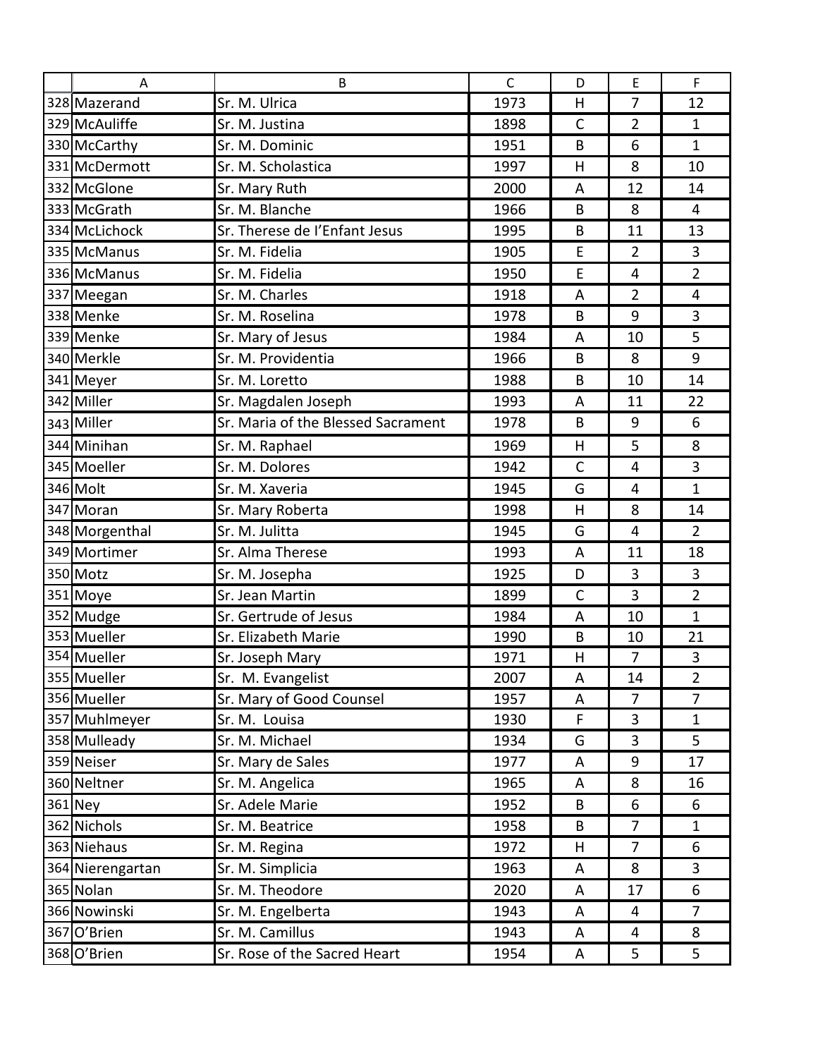|  | A | B | C | D | E | F |
|---|---|---|---|---|---|---|
| 328 | Mazerand | Sr. M. Ulrica | 1973 | H | 7 | 12 |
| 329 | McAuliffe | Sr. M. Justina | 1898 | C | 2 | 1 |
| 330 | McCarthy | Sr. M. Dominic | 1951 | B | 6 | 1 |
| 331 | McDermott | Sr. M. Scholastica | 1997 | H | 8 | 10 |
| 332 | McGlone | Sr. Mary Ruth | 2000 | A | 12 | 14 |
| 333 | McGrath | Sr. M. Blanche | 1966 | B | 8 | 4 |
| 334 | McLichock | Sr. Therese de l'Enfant Jesus | 1995 | B | 11 | 13 |
| 335 | McManus | Sr. M. Fidelia | 1905 | E | 2 | 3 |
| 336 | McManus | Sr. M. Fidelia | 1950 | E | 4 | 2 |
| 337 | Meegan | Sr. M. Charles | 1918 | A | 2 | 4 |
| 338 | Menke | Sr. M. Roselina | 1978 | B | 9 | 3 |
| 339 | Menke | Sr. Mary of Jesus | 1984 | A | 10 | 5 |
| 340 | Merkle | Sr. M. Providentia | 1966 | B | 8 | 9 |
| 341 | Meyer | Sr. M. Loretto | 1988 | B | 10 | 14 |
| 342 | Miller | Sr. Magdalen Joseph | 1993 | A | 11 | 22 |
| 343 | Miller | Sr. Maria of the Blessed Sacrament | 1978 | B | 9 | 6 |
| 344 | Minihan | Sr. M. Raphael | 1969 | H | 5 | 8 |
| 345 | Moeller | Sr. M. Dolores | 1942 | C | 4 | 3 |
| 346 | Molt | Sr. M. Xaveria | 1945 | G | 4 | 1 |
| 347 | Moran | Sr. Mary Roberta | 1998 | H | 8 | 14 |
| 348 | Morgenthal | Sr. M. Julitta | 1945 | G | 4 | 2 |
| 349 | Mortimer | Sr. Alma Therese | 1993 | A | 11 | 18 |
| 350 | Motz | Sr. M. Josepha | 1925 | D | 3 | 3 |
| 351 | Moye | Sr. Jean Martin | 1899 | C | 3 | 2 |
| 352 | Mudge | Sr. Gertrude of Jesus | 1984 | A | 10 | 1 |
| 353 | Mueller | Sr. Elizabeth Marie | 1990 | B | 10 | 21 |
| 354 | Mueller | Sr. Joseph Mary | 1971 | H | 7 | 3 |
| 355 | Mueller | Sr.  M. Evangelist | 2007 | A | 14 | 2 |
| 356 | Mueller | Sr. Mary of Good Counsel | 1957 | A | 7 | 7 |
| 357 | Muhlmeyer | Sr. M.  Louisa | 1930 | F | 3 | 1 |
| 358 | Mulleady | Sr. M. Michael | 1934 | G | 3 | 5 |
| 359 | Neiser | Sr. Mary de Sales | 1977 | A | 9 | 17 |
| 360 | Neltner | Sr. M. Angelica | 1965 | A | 8 | 16 |
| 361 | Ney | Sr. Adele Marie | 1952 | B | 6 | 6 |
| 362 | Nichols | Sr. M. Beatrice | 1958 | B | 7 | 1 |
| 363 | Niehaus | Sr. M. Regina | 1972 | H | 7 | 6 |
| 364 | Nierengartan | Sr. M. Simplicia | 1963 | A | 8 | 3 |
| 365 | Nolan | Sr. M. Theodore | 2020 | A | 17 | 6 |
| 366 | Nowinski | Sr. M. Engelberta | 1943 | A | 4 | 7 |
| 367 | O'Brien | Sr. M. Camillus | 1943 | A | 4 | 8 |
| 368 | O'Brien | Sr. Rose of the Sacred Heart | 1954 | A | 5 | 5 |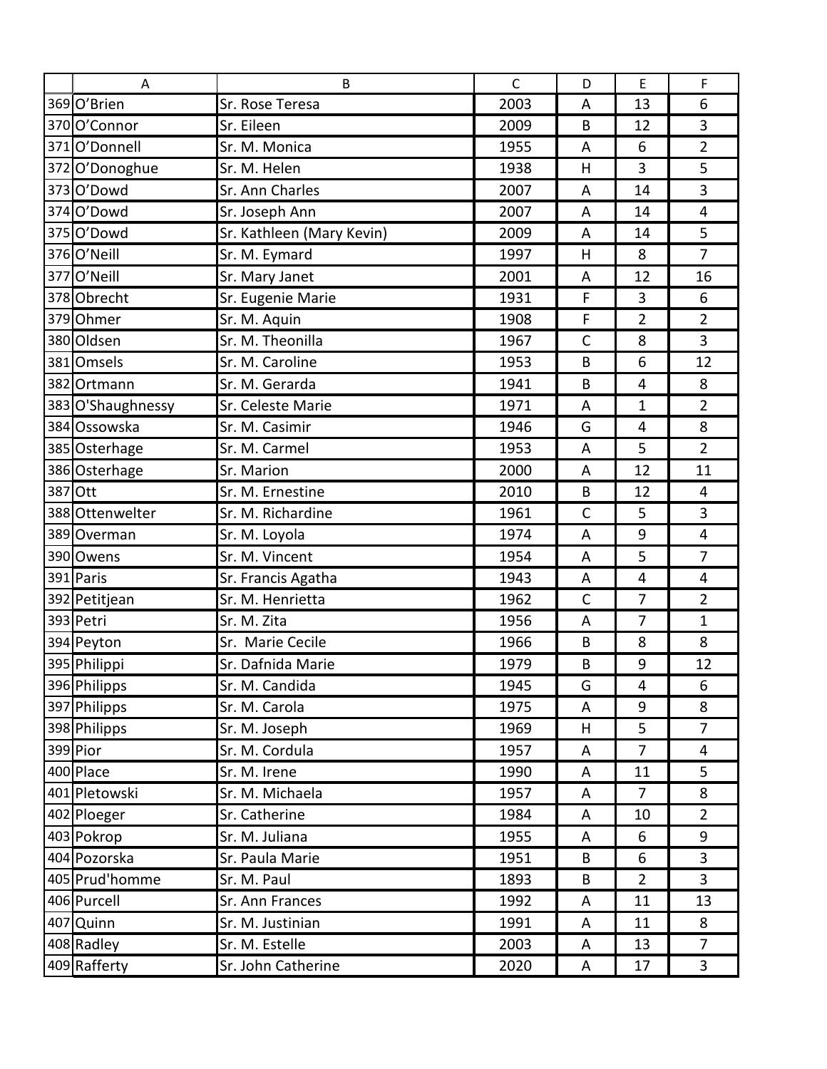| | A | B | C | D | E | F |
|---|---|---|---|---|---|---|
| 369 | O’Brien | Sr. Rose Teresa | 2003 | A | 13 | 6 |
| 370 | O’Connor | Sr. Eileen | 2009 | B | 12 | 3 |
| 371 | O’Donnell | Sr. M. Monica | 1955 | A | 6 | 2 |
| 372 | O’Donoghue | Sr. M. Helen | 1938 | H | 3 | 5 |
| 373 | O’Dowd | Sr. Ann Charles | 2007 | A | 14 | 3 |
| 374 | O’Dowd | Sr. Joseph Ann | 2007 | A | 14 | 4 |
| 375 | O’Dowd | Sr. Kathleen (Mary Kevin) | 2009 | A | 14 | 5 |
| 376 | O’Neill | Sr. M. Eymard | 1997 | H | 8 | 7 |
| 377 | O’Neill | Sr. Mary Janet | 2001 | A | 12 | 16 |
| 378 | Obrecht | Sr. Eugenie Marie | 1931 | F | 3 | 6 |
| 379 | Ohmer | Sr. M. Aquin | 1908 | F | 2 | 2 |
| 380 | Oldsen | Sr. M. Theonilla | 1967 | C | 8 | 3 |
| 381 | Omsels | Sr. M. Caroline | 1953 | B | 6 | 12 |
| 382 | Ortmann | Sr. M. Gerarda | 1941 | B | 4 | 8 |
| 383 | O'Shaughnessy | Sr. Celeste Marie | 1971 | A | 1 | 2 |
| 384 | Ossowska | Sr. M. Casimir | 1946 | G | 4 | 8 |
| 385 | Osterhage | Sr. M. Carmel | 1953 | A | 5 | 2 |
| 386 | Osterhage | Sr. Marion | 2000 | A | 12 | 11 |
| 387 | Ott | Sr. M. Ernestine | 2010 | B | 12 | 4 |
| 388 | Ottenwelter | Sr. M. Richardine | 1961 | C | 5 | 3 |
| 389 | Overman | Sr. M. Loyola | 1974 | A | 9 | 4 |
| 390 | Owens | Sr. M. Vincent | 1954 | A | 5 | 7 |
| 391 | Paris | Sr. Francis Agatha | 1943 | A | 4 | 4 |
| 392 | Petitjean | Sr. M. Henrietta | 1962 | C | 7 | 2 |
| 393 | Petri | Sr. M. Zita | 1956 | A | 7 | 1 |
| 394 | Peyton | Sr. Marie Cecile | 1966 | B | 8 | 8 |
| 395 | Philippi | Sr. Dafnida Marie | 1979 | B | 9 | 12 |
| 396 | Philipps | Sr. M. Candida | 1945 | G | 4 | 6 |
| 397 | Philipps | Sr. M. Carola | 1975 | A | 9 | 8 |
| 398 | Philipps | Sr. M. Joseph | 1969 | H | 5 | 7 |
| 399 | Pior | Sr. M. Cordula | 1957 | A | 7 | 4 |
| 400 | Place | Sr. M. Irene | 1990 | A | 11 | 5 |
| 401 | Pletowski | Sr. M. Michaela | 1957 | A | 7 | 8 |
| 402 | Ploeger | Sr. Catherine | 1984 | A | 10 | 2 |
| 403 | Pokrop | Sr. M. Juliana | 1955 | A | 6 | 9 |
| 404 | Pozorska | Sr. Paula Marie | 1951 | B | 6 | 3 |
| 405 | Prud'homme | Sr. M. Paul | 1893 | B | 2 | 3 |
| 406 | Purcell | Sr. Ann Frances | 1992 | A | 11 | 13 |
| 407 | Quinn | Sr. M. Justinian | 1991 | A | 11 | 8 |
| 408 | Radley | Sr. M. Estelle | 2003 | A | 13 | 7 |
| 409 | Rafferty | Sr. John Catherine | 2020 | A | 17 | 3 |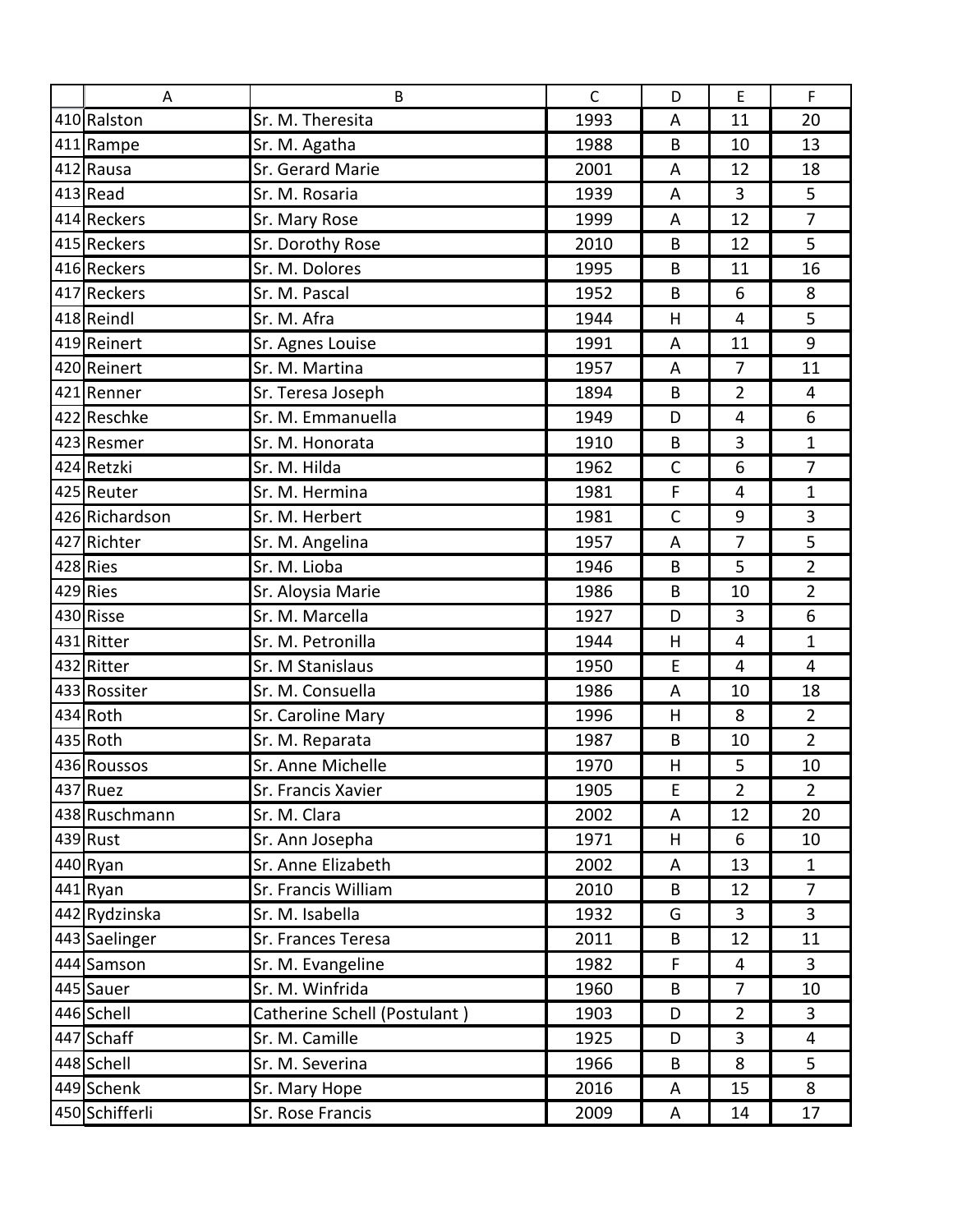| | A | B | C | D | E | F |
|---|---|---|---|---|---|---|
| 410 | Ralston | Sr. M. Theresita | 1993 | A | 11 | 20 |
| 411 | Rampe | Sr. M. Agatha | 1988 | B | 10 | 13 |
| 412 | Rausa | Sr. Gerard Marie | 2001 | A | 12 | 18 |
| 413 | Read | Sr. M. Rosaria | 1939 | A | 3 | 5 |
| 414 | Reckers | Sr. Mary Rose | 1999 | A | 12 | 7 |
| 415 | Reckers | Sr. Dorothy Rose | 2010 | B | 12 | 5 |
| 416 | Reckers | Sr. M. Dolores | 1995 | B | 11 | 16 |
| 417 | Reckers | Sr. M. Pascal | 1952 | B | 6 | 8 |
| 418 | Reindl | Sr. M. Afra | 1944 | H | 4 | 5 |
| 419 | Reinert | Sr. Agnes Louise | 1991 | A | 11 | 9 |
| 420 | Reinert | Sr. M. Martina | 1957 | A | 7 | 11 |
| 421 | Renner | Sr. Teresa Joseph | 1894 | B | 2 | 4 |
| 422 | Reschke | Sr. M. Emmanuella | 1949 | D | 4 | 6 |
| 423 | Resmer | Sr. M. Honorata | 1910 | B | 3 | 1 |
| 424 | Retzki | Sr. M. Hilda | 1962 | C | 6 | 7 |
| 425 | Reuter | Sr. M. Hermina | 1981 | F | 4 | 1 |
| 426 | Richardson | Sr. M. Herbert | 1981 | C | 9 | 3 |
| 427 | Richter | Sr. M. Angelina | 1957 | A | 7 | 5 |
| 428 | Ries | Sr. M. Lioba | 1946 | B | 5 | 2 |
| 429 | Ries | Sr. Aloysia Marie | 1986 | B | 10 | 2 |
| 430 | Risse | Sr. M. Marcella | 1927 | D | 3 | 6 |
| 431 | Ritter | Sr. M. Petronilla | 1944 | H | 4 | 1 |
| 432 | Ritter | Sr M Stanislaus | 1950 | E | 4 | 4 |
| 433 | Rossiter | Sr. M. Consuella | 1986 | A | 10 | 18 |
| 434 | Roth | Sr. Caroline Mary | 1996 | H | 8 | 2 |
| 435 | Roth | Sr. M. Reparata | 1987 | B | 10 | 2 |
| 436 | Roussos | Sr. Anne Michelle | 1970 | H | 5 | 10 |
| 437 | Ruez | Sr. Francis Xavier | 1905 | E | 2 | 2 |
| 438 | Ruschmann | Sr. M. Clara | 2002 | A | 12 | 20 |
| 439 | Rust | Sr. Ann Josepha | 1971 | H | 6 | 10 |
| 440 | Ryan | Sr. Anne Elizabeth | 2002 | A | 13 | 1 |
| 441 | Ryan | Sr. Francis William | 2010 | B | 12 | 7 |
| 442 | Rydzinska | Sr. M. Isabella | 1932 | G | 3 | 3 |
| 443 | Saelinger | Sr. Frances Teresa | 2011 | B | 12 | 11 |
| 444 | Samson | Sr. M. Evangeline | 1982 | F | 4 | 3 |
| 445 | Sauer | Sr. M. Winfrida | 1960 | B | 7 | 10 |
| 446 | Schell | Catherine Schell (Postulant ) | 1903 | D | 2 | 3 |
| 447 | Schaff | Sr. M. Camille | 1925 | D | 3 | 4 |
| 448 | Schell | Sr. M. Severina | 1966 | B | 8 | 5 |
| 449 | Schenk | Sr. Mary Hope | 2016 | A | 15 | 8 |
| 450 | Schifferli | Sr. Rose Francis | 2009 | A | 14 | 17 |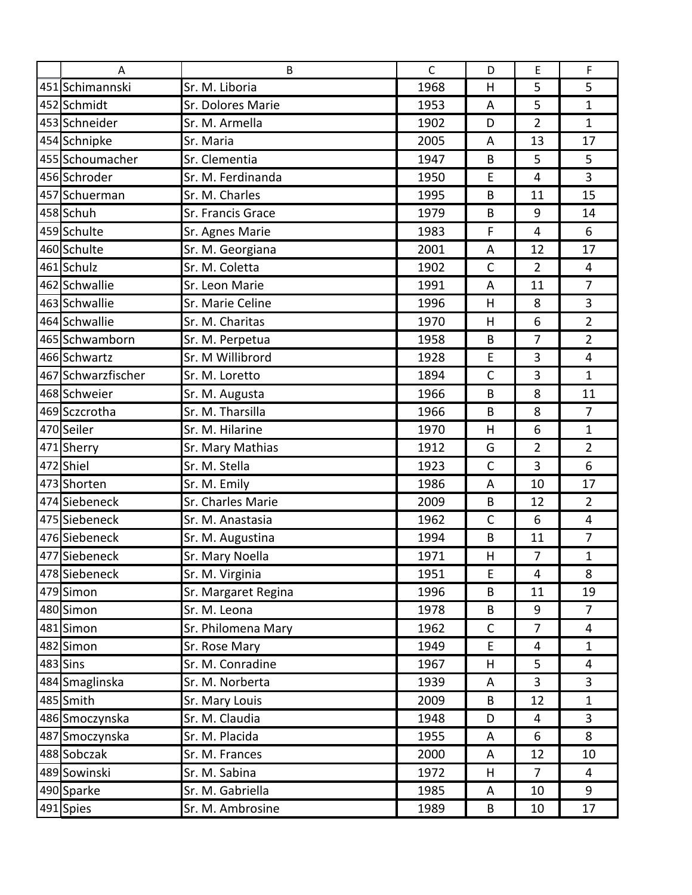| | A | B | C | D | E | F |
|---|---|---|---|---|---|---|
| 451 | Schimannski | Sr. M. Liboria | 1968 | H | 5 | 5 |
| 452 | Schmidt | Sr. Dolores Marie | 1953 | A | 5 | 1 |
| 453 | Schneider | Sr. M. Armella | 1902 | D | 2 | 1 |
| 454 | Schnipke | Sr. Maria | 2005 | A | 13 | 17 |
| 455 | Schoumacher | Sr. Clementia | 1947 | B | 5 | 5 |
| 456 | Schroder | Sr. M. Ferdinanda | 1950 | E | 4 | 3 |
| 457 | Schuerman | Sr. M. Charles | 1995 | B | 11 | 15 |
| 458 | Schuh | Sr. Francis Grace | 1979 | B | 9 | 14 |
| 459 | Schulte | Sr. Agnes Marie | 1983 | F | 4 | 6 |
| 460 | Schulte | Sr. M. Georgiana | 2001 | A | 12 | 17 |
| 461 | Schulz | Sr. M. Coletta | 1902 | C | 2 | 4 |
| 462 | Schwallie | Sr. Leon Marie | 1991 | A | 11 | 7 |
| 463 | Schwallie | Sr. Marie Celine | 1996 | H | 8 | 3 |
| 464 | Schwallie | Sr. M. Charitas | 1970 | H | 6 | 2 |
| 465 | Schwamborn | Sr. M. Perpetua | 1958 | B | 7 | 2 |
| 466 | Schwartz | Sr. M Willibrord | 1928 | E | 3 | 4 |
| 467 | Schwarzfischer | Sr. M. Loretto | 1894 | C | 3 | 1 |
| 468 | Schweier | Sr. M. Augusta | 1966 | B | 8 | 11 |
| 469 | Sczcrotha | Sr. M. Tharsilla | 1966 | B | 8 | 7 |
| 470 | Seiler | Sr. M. Hilarine | 1970 | H | 6 | 1 |
| 471 | Sherry | Sr. Mary Mathias | 1912 | G | 2 | 2 |
| 472 | Shiel | Sr. M. Stella | 1923 | C | 3 | 6 |
| 473 | Shorten | Sr. M. Emily | 1986 | A | 10 | 17 |
| 474 | Siebeneck | Sr. Charles Marie | 2009 | B | 12 | 2 |
| 475 | Siebeneck | Sr. M. Anastasia | 1962 | C | 6 | 4 |
| 476 | Siebeneck | Sr. M. Augustina | 1994 | B | 11 | 7 |
| 477 | Siebeneck | Sr. Mary Noella | 1971 | H | 7 | 1 |
| 478 | Siebeneck | Sr. M. Virginia | 1951 | E | 4 | 8 |
| 479 | Simon | Sr. Margaret Regina | 1996 | B | 11 | 19 |
| 480 | Simon | Sr. M. Leona | 1978 | B | 9 | 7 |
| 481 | Simon | Sr. Philomena Mary | 1962 | C | 7 | 4 |
| 482 | Simon | Sr. Rose Mary | 1949 | E | 4 | 1 |
| 483 | Sins | Sr. M. Conradine | 1967 | H | 5 | 4 |
| 484 | Smaglinska | Sr. M. Norberta | 1939 | A | 3 | 3 |
| 485 | Smith | Sr. Mary Louis | 2009 | B | 12 | 1 |
| 486 | Smoczynska | Sr. M. Claudia | 1948 | D | 4 | 3 |
| 487 | Smoczynska | Sr. M. Placida | 1955 | A | 6 | 8 |
| 488 | Sobczak | Sr. M. Frances | 2000 | A | 12 | 10 |
| 489 | Sowinski | Sr. M. Sabina | 1972 | H | 7 | 4 |
| 490 | Sparke | Sr. M. Gabriella | 1985 | A | 10 | 9 |
| 491 | Spies | Sr. M. Ambrosine | 1989 | B | 10 | 17 |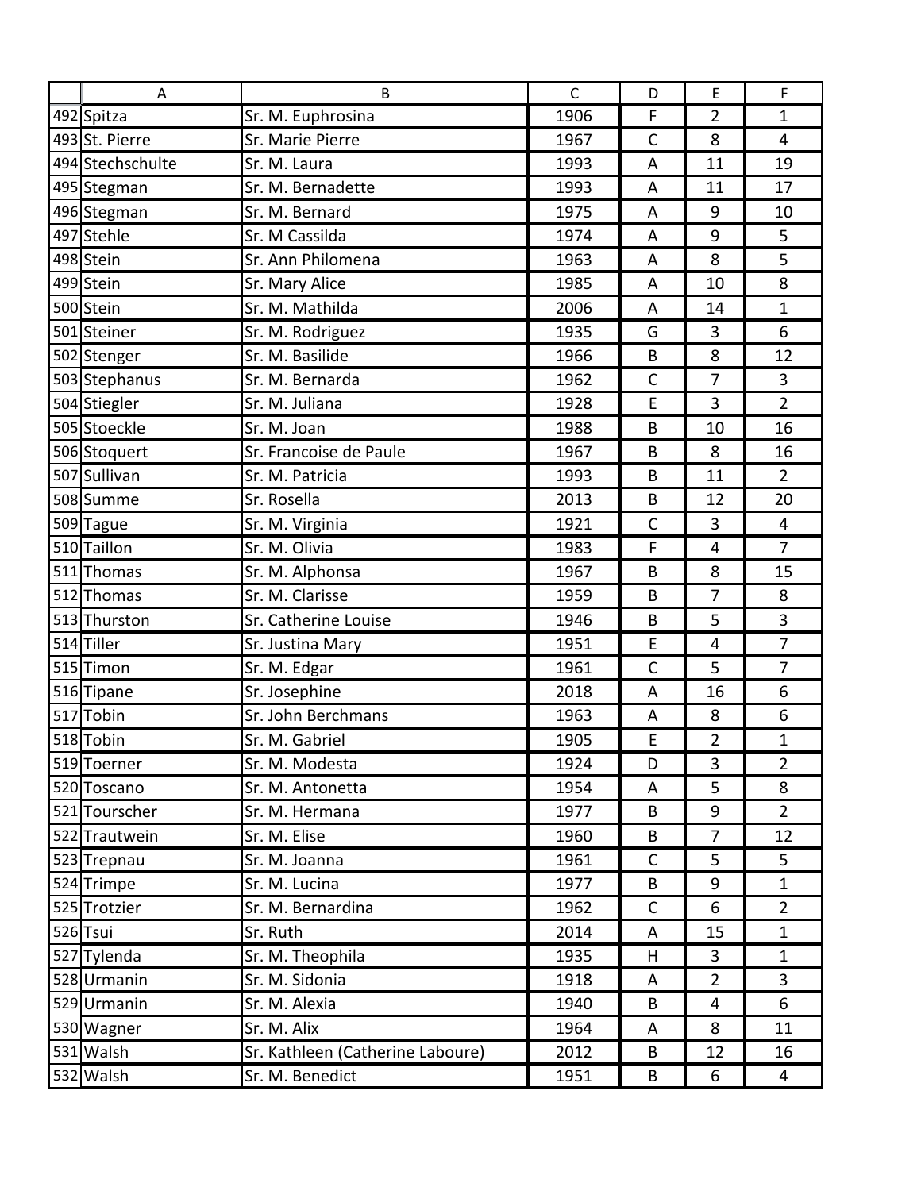| | A | B | C | D | E | F |
|---|---|---|---|---|---|---|
| 492 | Spitza | Sr. M. Euphrosina | 1906 | F | 2 | 1 |
| 493 | St. Pierre | Sr. Marie Pierre | 1967 | C | 8 | 4 |
| 494 | Stechschulte | Sr. M. Laura | 1993 | A | 11 | 19 |
| 495 | Stegman | Sr. M. Bernadette | 1993 | A | 11 | 17 |
| 496 | Stegman | Sr. M. Bernard | 1975 | A | 9 | 10 |
| 497 | Stehle | Sr. M Cassilda | 1974 | A | 9 | 5 |
| 498 | Stein | Sr. Ann Philomena | 1963 | A | 8 | 5 |
| 499 | Stein | Sr. Mary Alice | 1985 | A | 10 | 8 |
| 500 | Stein | Sr. M. Mathilda | 2006 | A | 14 | 1 |
| 501 | Steiner | Sr. M. Rodriguez | 1935 | G | 3 | 6 |
| 502 | Stenger | Sr. M. Basilide | 1966 | B | 8 | 12 |
| 503 | Stephanus | Sr. M. Bernarda | 1962 | C | 7 | 3 |
| 504 | Stiegler | Sr. M. Juliana | 1928 | E | 3 | 2 |
| 505 | Stoeckle | Sr. M. Joan | 1988 | B | 10 | 16 |
| 506 | Stoquert | Sr. Francoise de Paule | 1967 | B | 8 | 16 |
| 507 | Sullivan | Sr. M. Patricia | 1993 | B | 11 | 2 |
| 508 | Summe | Sr. Rosella | 2013 | B | 12 | 20 |
| 509 | Tague | Sr. M. Virginia | 1921 | C | 3 | 4 |
| 510 | Taillon | Sr. M. Olivia | 1983 | F | 4 | 7 |
| 511 | Thomas | Sr. M. Alphonsa | 1967 | B | 8 | 15 |
| 512 | Thomas | Sr. M. Clarisse | 1959 | B | 7 | 8 |
| 513 | Thurston | Sr. Catherine Louise | 1946 | B | 5 | 3 |
| 514 | Tiller | Sr. Justina Mary | 1951 | E | 4 | 7 |
| 515 | Timon | Sr. M. Edgar | 1961 | C | 5 | 7 |
| 516 | Tipane | Sr. Josephine | 2018 | A | 16 | 6 |
| 517 | Tobin | Sr. John Berchmans | 1963 | A | 8 | 6 |
| 518 | Tobin | Sr. M. Gabriel | 1905 | E | 2 | 1 |
| 519 | Toerner | Sr. M. Modesta | 1924 | D | 3 | 2 |
| 520 | Toscano | Sr. M. Antonetta | 1954 | A | 5 | 8 |
| 521 | Tourscher | Sr. M. Hermana | 1977 | B | 9 | 2 |
| 522 | Trautwein | Sr. M. Elise | 1960 | B | 7 | 12 |
| 523 | Trepnau | Sr. M. Joanna | 1961 | C | 5 | 5 |
| 524 | Trimpe | Sr. M. Lucina | 1977 | B | 9 | 1 |
| 525 | Trotzier | Sr. M. Bernardina | 1962 | C | 6 | 2 |
| 526 | Tsui | Sr. Ruth | 2014 | A | 15 | 1 |
| 527 | Tylenda | Sr. M. Theophila | 1935 | H | 3 | 1 |
| 528 | Urmanin | Sr. M. Sidonia | 1918 | A | 2 | 3 |
| 529 | Urmanin | Sr. M. Alexia | 1940 | B | 4 | 6 |
| 530 | Wagner | Sr. M. Alix | 1964 | A | 8 | 11 |
| 531 | Walsh | Sr. Kathleen (Catherine Laboure) | 2012 | B | 12 | 16 |
| 532 | Walsh | Sr. M. Benedict | 1951 | B | 6 | 4 |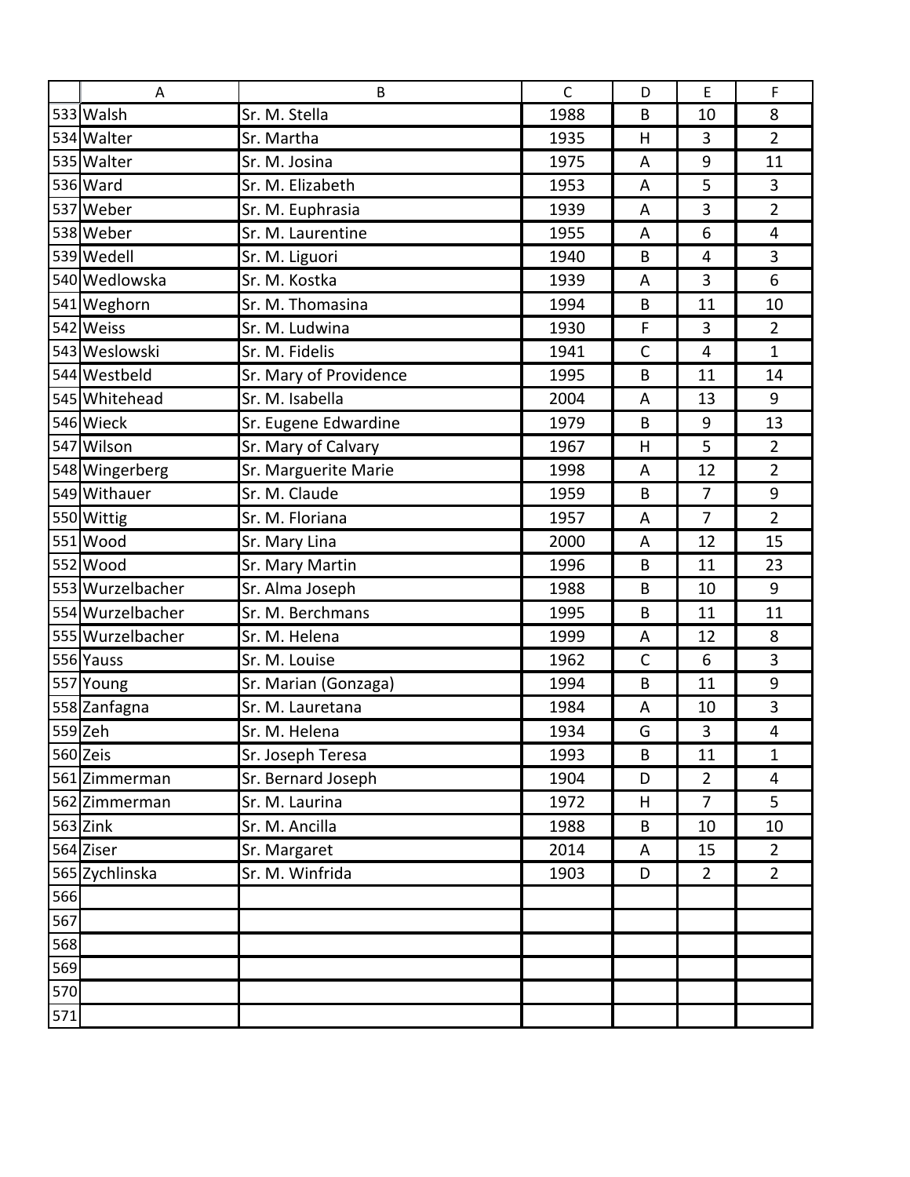| | A | B | C | D | E | F |
|---|---|---|---|---|---|---|
| 533 | Walsh | Sr. M. Stella | 1988 | B | 10 | 8 |
| 534 | Walter | Sr. Martha | 1935 | H | 3 | 2 |
| 535 | Walter | Sr. M. Josina | 1975 | A | 9 | 11 |
| 536 | Ward | Sr. M. Elizabeth | 1953 | A | 5 | 3 |
| 537 | Weber | Sr. M. Euphrasia | 1939 | A | 3 | 2 |
| 538 | Weber | Sr. M. Laurentine | 1955 | A | 6 | 4 |
| 539 | Wedell | Sr. M. Liguori | 1940 | B | 4 | 3 |
| 540 | Wedlowska | Sr. M. Kostka | 1939 | A | 3 | 6 |
| 541 | Weghorn | Sr. M. Thomasina | 1994 | B | 11 | 10 |
| 542 | Weiss | Sr. M. Ludwina | 1930 | F | 3 | 2 |
| 543 | Weslowski | Sr. M. Fidelis | 1941 | C | 4 | 1 |
| 544 | Westbeld | Sr. Mary of Providence | 1995 | B | 11 | 14 |
| 545 | Whitehead | Sr. M. Isabella | 2004 | A | 13 | 9 |
| 546 | Wieck | Sr. Eugene Edwardine | 1979 | B | 9 | 13 |
| 547 | Wilson | Sr. Mary of Calvary | 1967 | H | 5 | 2 |
| 548 | Wingerberg | Sr. Marguerite Marie | 1998 | A | 12 | 2 |
| 549 | Withauer | Sr. M. Claude | 1959 | B | 7 | 9 |
| 550 | Wittig | Sr. M. Floriana | 1957 | A | 7 | 2 |
| 551 | Wood | Sr. Mary Lina | 2000 | A | 12 | 15 |
| 552 | Wood | Sr. Mary Martin | 1996 | B | 11 | 23 |
| 553 | Wurzelbacher | Sr. Alma Joseph | 1988 | B | 10 | 9 |
| 554 | Wurzelbacher | Sr. M. Berchmans | 1995 | B | 11 | 11 |
| 555 | Wurzelbacher | Sr. M. Helena | 1999 | A | 12 | 8 |
| 556 | Yauss | Sr. M. Louise | 1962 | C | 6 | 3 |
| 557 | Young | Sr. Marian (Gonzaga) | 1994 | B | 11 | 9 |
| 558 | Zanfagna | Sr. M. Lauretana | 1984 | A | 10 | 3 |
| 559 | Zeh | Sr. M. Helena | 1934 | G | 3 | 4 |
| 560 | Zeis | Sr. Joseph Teresa | 1993 | B | 11 | 1 |
| 561 | Zimmerman | Sr. Bernard Joseph | 1904 | D | 2 | 4 |
| 562 | Zimmerman | Sr. M. Laurina | 1972 | H | 7 | 5 |
| 563 | Zink | Sr. M. Ancilla | 1988 | B | 10 | 10 |
| 564 | Ziser | Sr. Margaret | 2014 | A | 15 | 2 |
| 565 | Zychlinska | Sr. M. Winfrida | 1903 | D | 2 | 2 |
| 566 | | | | | | |
| 567 | | | | | | |
| 568 | | | | | | |
| 569 | | | | | | |
| 570 | | | | | | |
| 571 | | | | | | |